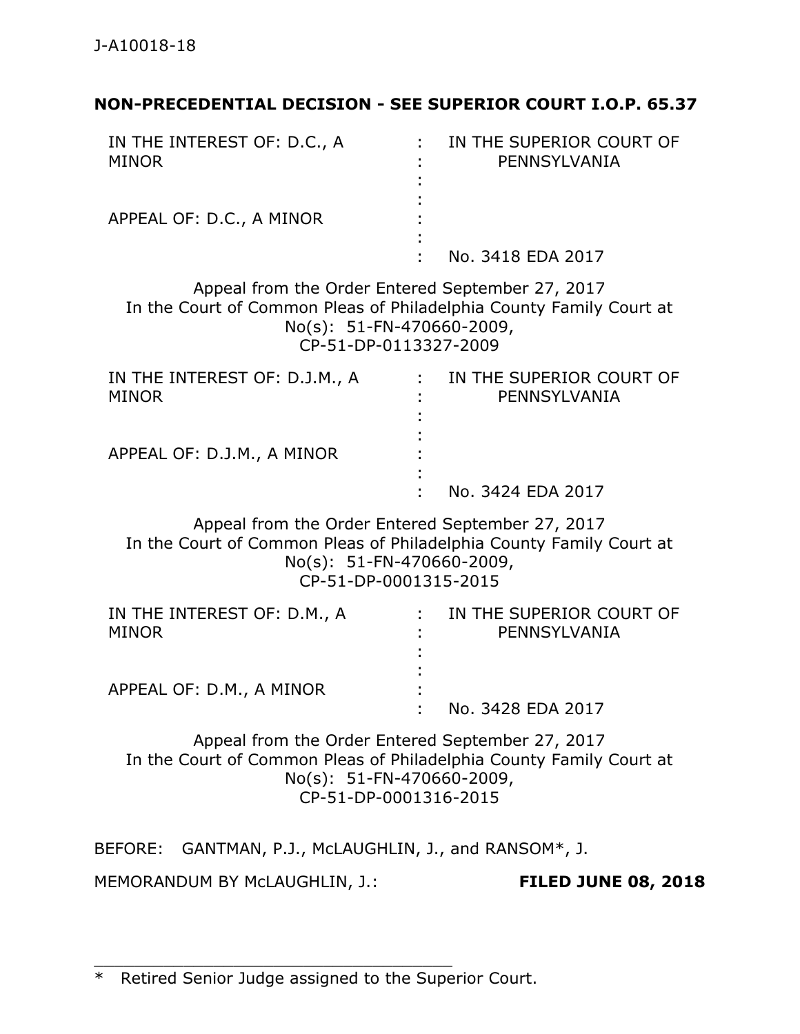J-A10018-18

**NON-PRECEDENTIAL DECISION - SEE SUPERIOR COURT I.O.P. 65.37**

| | | |
|---|---|---|
| IN THE INTEREST OF: D.C., A MINOR | : | IN THE SUPERIOR COURT OF PENNSYLVANIA |
| | : | |
| APPEAL OF: D.C., A MINOR | : | |
| | : | No. 3418 EDA 2017 |

Appeal from the Order Entered September 27, 2017
In the Court of Common Pleas of Philadelphia County Family Court at No(s): 51-FN-470660-2009, CP-51-DP-0113327-2009

| | | |
|---|---|---|
| IN THE INTEREST OF: D.J.M., A MINOR | : | IN THE SUPERIOR COURT OF PENNSYLVANIA |
| | : | |
| APPEAL OF: D.J.M., A MINOR | : | |
| | : | No. 3424 EDA 2017 |

Appeal from the Order Entered September 27, 2017
In the Court of Common Pleas of Philadelphia County Family Court at No(s): 51-FN-470660-2009, CP-51-DP-0001315-2015

| | | |
|---|---|---|
| IN THE INTEREST OF: D.M., A MINOR | : | IN THE SUPERIOR COURT OF PENNSYLVANIA |
| | : | |
| APPEAL OF: D.M., A MINOR | : | |
| | : | No. 3428 EDA 2017 |

Appeal from the Order Entered September 27, 2017
In the Court of Common Pleas of Philadelphia County Family Court at No(s): 51-FN-470660-2009, CP-51-DP-0001316-2015

BEFORE: GANTMAN, P.J., McLAUGHLIN, J., and RANSOM*, J.

MEMORANDUM BY McLAUGHLIN, J.: **FILED JUNE 08, 2018**

---

\* Retired Senior Judge assigned to the Superior Court.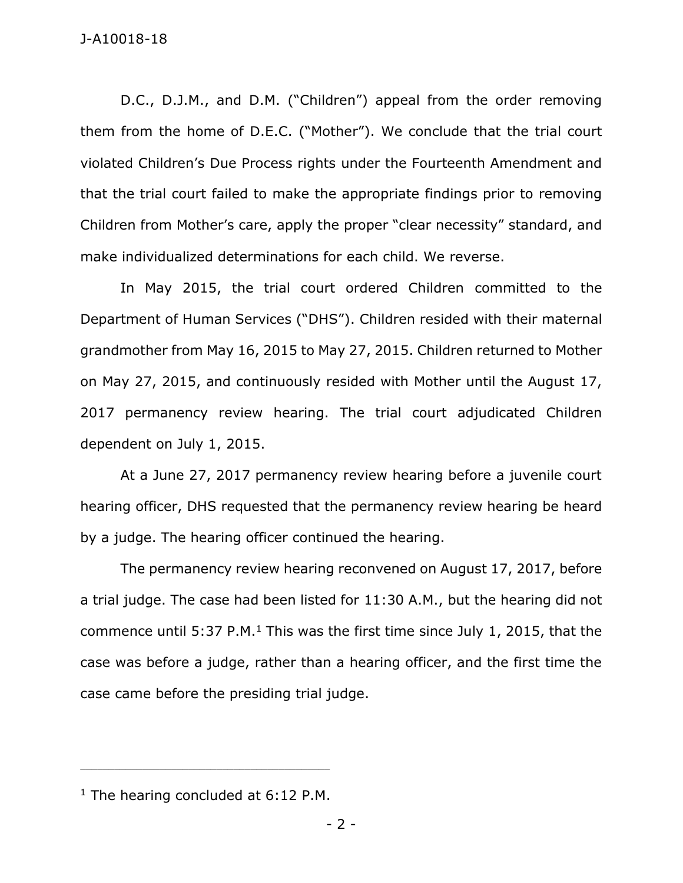D.C., D.J.M., and D.M. ("Children") appeal from the order removing them from the home of D.E.C. ("Mother"). We conclude that the trial court violated Children's Due Process rights under the Fourteenth Amendment and that the trial court failed to make the appropriate findings prior to removing Children from Mother's care, apply the proper "clear necessity" standard, and make individualized determinations for each child. We reverse.

In May 2015, the trial court ordered Children committed to the Department of Human Services ("DHS"). Children resided with their maternal grandmother from May 16, 2015 to May 27, 2015. Children returned to Mother on May 27, 2015, and continuously resided with Mother until the August 17, 2017 permanency review hearing. The trial court adjudicated Children dependent on July 1, 2015.

At a June 27, 2017 permanency review hearing before a juvenile court hearing officer, DHS requested that the permanency review hearing be heard by a judge. The hearing officer continued the hearing.

The permanency review hearing reconvened on August 17, 2017, before a trial judge. The case had been listed for 11:30 A.M., but the hearing did not commence until 5:37 P.M.[1] This was the first time since July 1, 2015, that the case was before a judge, rather than a hearing officer, and the first time the case came before the presiding trial judge.

---

[1] The hearing concluded at 6:12 P.M.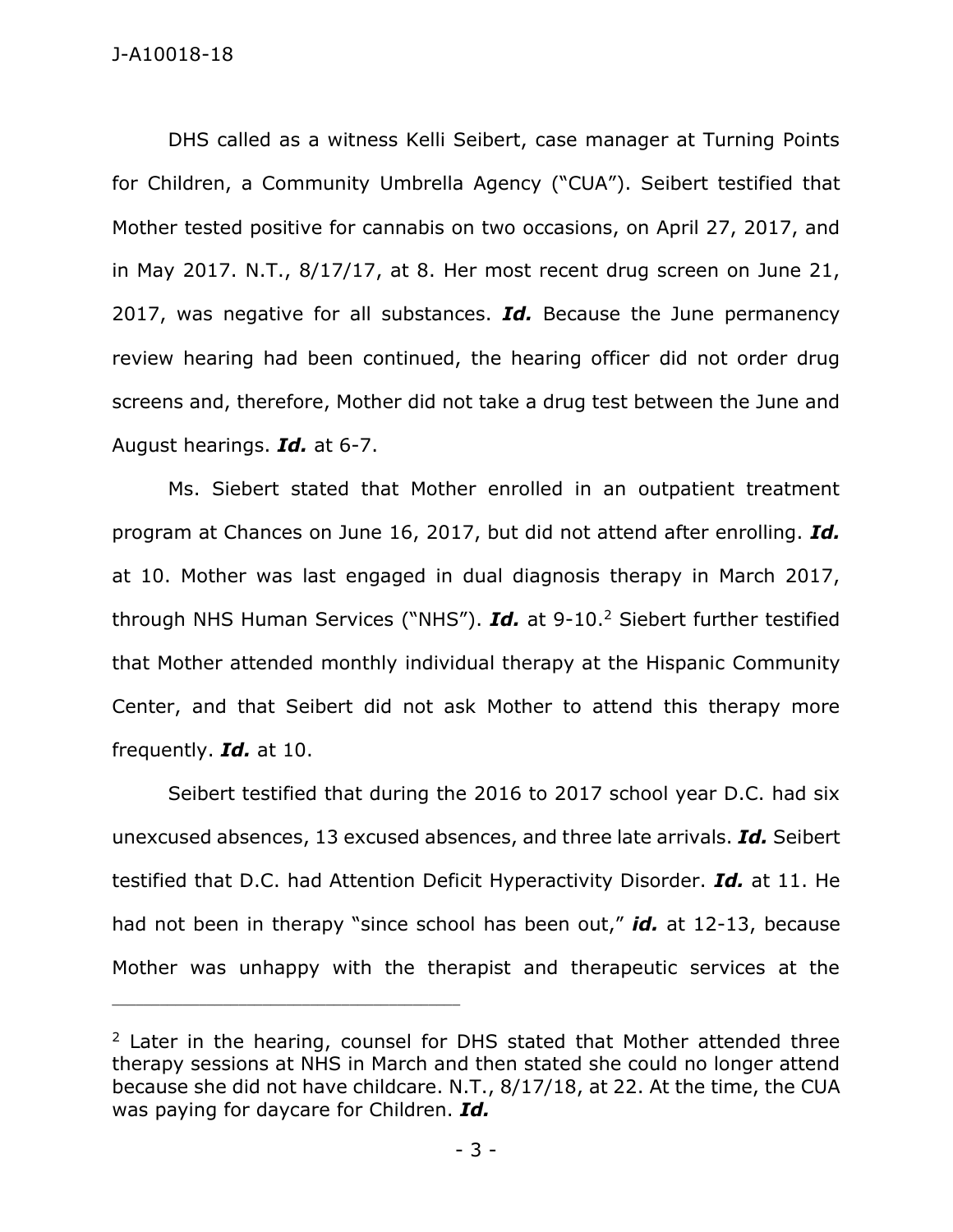DHS called as a witness Kelli Seibert, case manager at Turning Points for Children, a Community Umbrella Agency ("CUA"). Seibert testified that Mother tested positive for cannabis on two occasions, on April 27, 2017, and in May 2017. N.T., 8/17/17, at 8. Her most recent drug screen on June 21, 2017, was negative for all substances. ***Id.*** Because the June permanency review hearing had been continued, the hearing officer did not order drug screens and, therefore, Mother did not take a drug test between the June and August hearings. ***Id.*** at 6-7.

Ms. Siebert stated that Mother enrolled in an outpatient treatment program at Chances on June 16, 2017, but did not attend after enrolling. ***Id.*** at 10. Mother was last engaged in dual diagnosis therapy in March 2017, through NHS Human Services ("NHS"). ***Id.*** at 9-10.[2] Siebert further testified that Mother attended monthly individual therapy at the Hispanic Community Center, and that Seibert did not ask Mother to attend this therapy more frequently. ***Id.*** at 10.

Seibert testified that during the 2016 to 2017 school year D.C. had six unexcused absences, 13 excused absences, and three late arrivals. ***Id.*** Seibert testified that D.C. had Attention Deficit Hyperactivity Disorder. ***Id.*** at 11. He had not been in therapy "since school has been out," ***id.*** at 12-13, because Mother was unhappy with the therapist and therapeutic services at the

---

[2] Later in the hearing, counsel for DHS stated that Mother attended three therapy sessions at NHS in March and then stated she could no longer attend because she did not have childcare. N.T., 8/17/18, at 22. At the time, the CUA was paying for daycare for Children. ***Id.***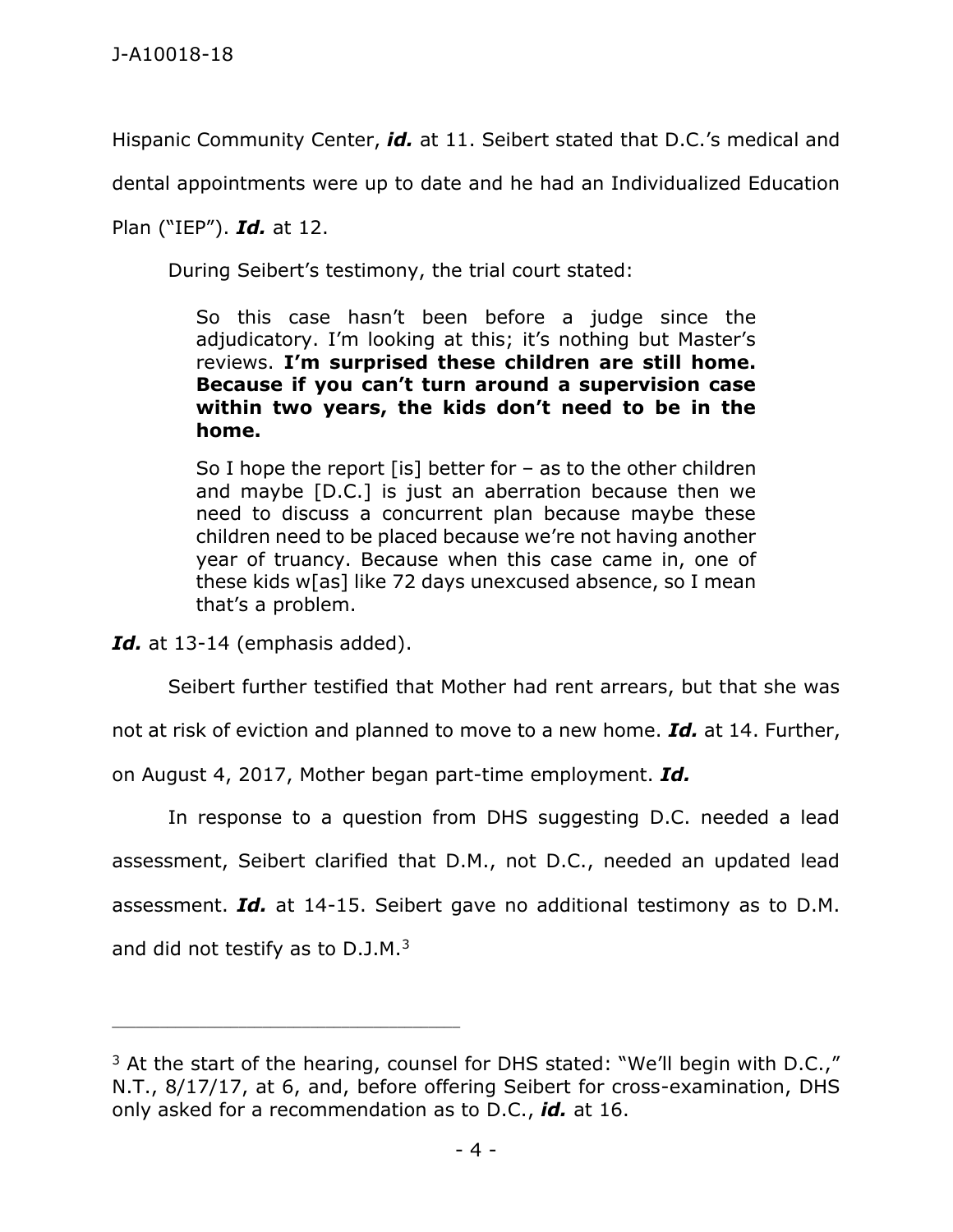Hispanic Community Center, ***id.*** at 11. Seibert stated that D.C.'s medical and dental appointments were up to date and he had an Individualized Education Plan ("IEP"). ***Id.*** at 12.

During Seibert's testimony, the trial court stated:

> So this case hasn't been before a judge since the adjudicatory. I'm looking at this; it's nothing but Master's reviews. **I'm surprised these children are still home. Because if you can't turn around a supervision case within two years, the kids don't need to be in the home.**
>
> So I hope the report [is] better for – as to the other children and maybe [D.C.] is just an aberration because then we need to discuss a concurrent plan because maybe these children need to be placed because we're not having another year of truancy. Because when this case came in, one of these kids w[as] like 72 days unexcused absence, so I mean that's a problem.

***Id.*** at 13-14 (emphasis added).

Seibert further testified that Mother had rent arrears, but that she was not at risk of eviction and planned to move to a new home. ***Id.*** at 14. Further, on August 4, 2017, Mother began part-time employment. ***Id.***

In response to a question from DHS suggesting D.C. needed a lead assessment, Seibert clarified that D.M., not D.C., needed an updated lead assessment. ***Id.*** at 14-15. Seibert gave no additional testimony as to D.M. and did not testify as to D.J.M.[3]

---

[3] At the start of the hearing, counsel for DHS stated: "We'll begin with D.C.," N.T., 8/17/17, at 6, and, before offering Seibert for cross-examination, DHS only asked for a recommendation as to D.C., ***id.*** at 16.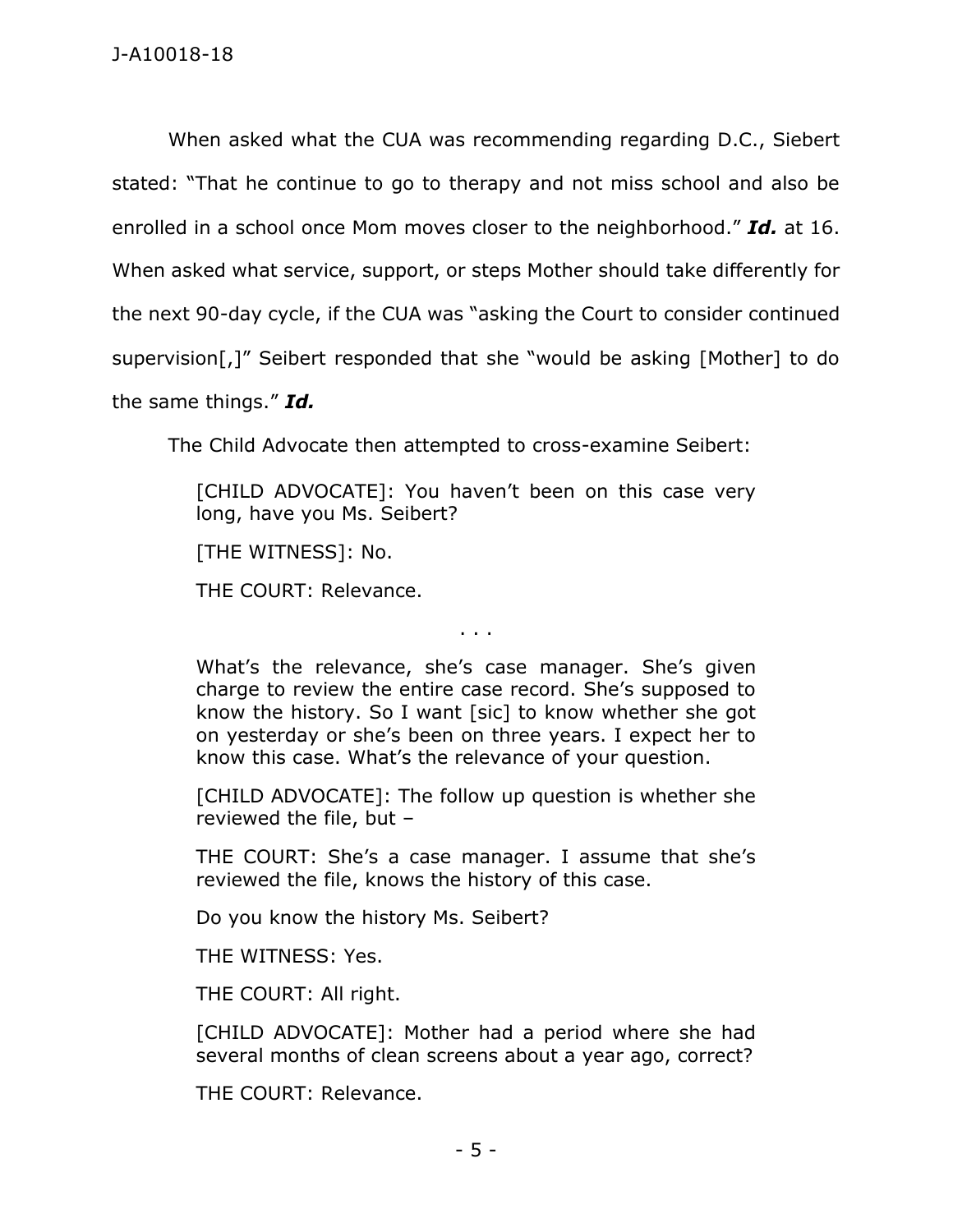When asked what the CUA was recommending regarding D.C., Siebert stated: "That he continue to go to therapy and not miss school and also be enrolled in a school once Mom moves closer to the neighborhood." ***Id.*** at 16. When asked what service, support, or steps Mother should take differently for the next 90-day cycle, if the CUA was "asking the Court to consider continued supervision[,]" Siebert responded that she "would be asking [Mother] to do the same things." ***Id.***

The Child Advocate then attempted to cross-examine Siebert:

> [CHILD ADVOCATE]: You haven't been on this case very long, have you Ms. Siebert?
>
> [THE WITNESS]: No.
>
> THE COURT: Relevance.
>
> . . .
>
> What's the relevance, she's case manager. She's given charge to review the entire case record. She's supposed to know the history. So I want [sic] to know whether she got on yesterday or she's been on three years. I expect her to know this case. What's the relevance of your question.
>
> [CHILD ADVOCATE]: The follow up question is whether she reviewed the file, but –
>
> THE COURT: She's a case manager. I assume that she's reviewed the file, knows the history of this case.
>
> Do you know the history Ms. Seibert?
>
> THE WITNESS: Yes.
>
> THE COURT: All right.
>
> [CHILD ADVOCATE]: Mother had a period where she had several months of clean screens about a year ago, correct?
>
> THE COURT: Relevance.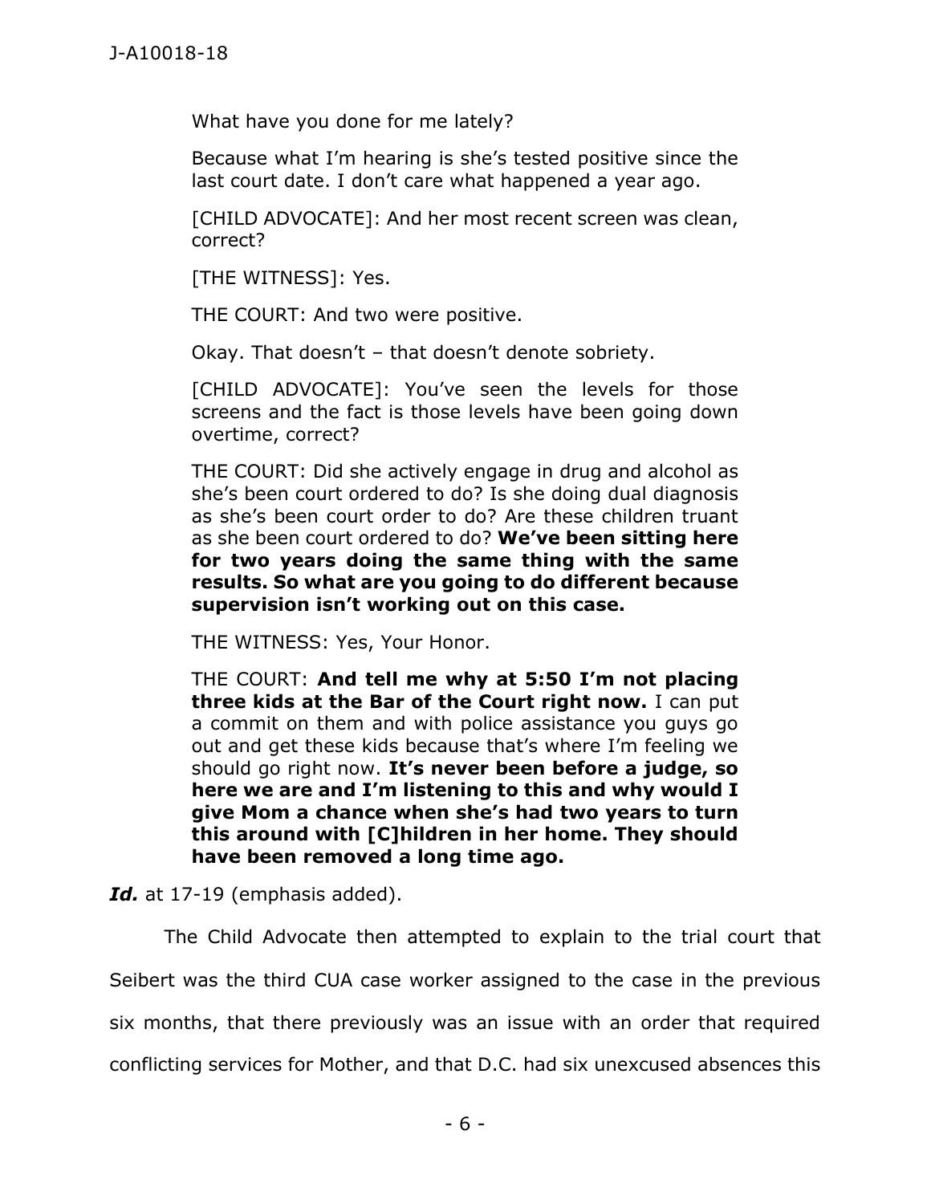> What have you done for me lately?
>
> Because what I'm hearing is she's tested positive since the last court date. I don't care what happened a year ago.
>
> [CHILD ADVOCATE]: And her most recent screen was clean, correct?
>
> [THE WITNESS]: Yes.
>
> THE COURT: And two were positive.
>
> Okay. That doesn't – that doesn't denote sobriety.
>
> [CHILD ADVOCATE]: You've seen the levels for those screens and the fact is those levels have been going down overtime, correct?
>
> THE COURT: Did she actively engage in drug and alcohol as she's been court ordered to do? Is she doing dual diagnosis as she's been court order to do? Are these children truant as she been court ordered to do? **We've been sitting here for two years doing the same thing with the same results. So what are you going to do different because supervision isn't working out on this case.**
>
> THE WITNESS: Yes, Your Honor.
>
> THE COURT: **And tell me why at 5:50 I'm not placing three kids at the Bar of the Court right now.** I can put a commit on them and with police assistance you guys go out and get these kids because that's where I'm feeling we should go right now. **It's never been before a judge, so here we are and I'm listening to this and why would I give Mom a chance when she's had two years to turn this around with [C]hildren in her home. They should have been removed a long time ago.**

***Id.*** at 17-19 (emphasis added).

The Child Advocate then attempted to explain to the trial court that Seibert was the third CUA case worker assigned to the case in the previous six months, that there previously was an issue with an order that required conflicting services for Mother, and that D.C. had six unexcused absences this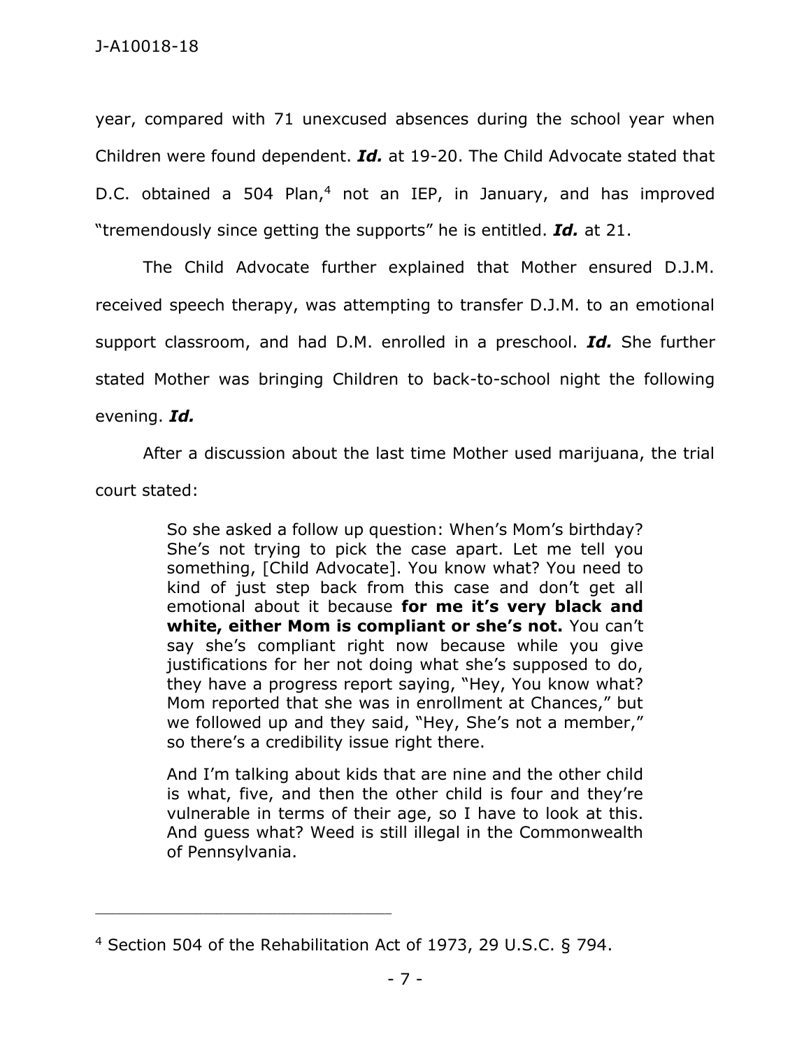year, compared with 71 unexcused absences during the school year when Children were found dependent. ***Id.*** at 19-20. The Child Advocate stated that D.C. obtained a 504 Plan,[4] not an IEP, in January, and has improved "tremendously since getting the supports" he is entitled. ***Id.*** at 21.

The Child Advocate further explained that Mother ensured D.J.M. received speech therapy, was attempting to transfer D.J.M. to an emotional support classroom, and had D.M. enrolled in a preschool. ***Id.*** She further stated Mother was bringing Children to back-to-school night the following evening. ***Id.***

After a discussion about the last time Mother used marijuana, the trial court stated:

> So she asked a follow up question: When's Mom's birthday? She's not trying to pick the case apart. Let me tell you something, [Child Advocate]. You know what? You need to kind of just step back from this case and don't get all emotional about it because **for me it's very black and white, either Mom is compliant or she's not.** You can't say she's compliant right now because while you give justifications for her not doing what she's supposed to do, they have a progress report saying, "Hey, You know what? Mom reported that she was in enrollment at Chances," but we followed up and they said, "Hey, She's not a member," so there's a credibility issue right there.
>
> And I'm talking about kids that are nine and the other child is what, five, and then the other child is four and they're vulnerable in terms of their age, so I have to look at this. And guess what? Weed is still illegal in the Commonwealth of Pennsylvania.

---

[4] Section 504 of the Rehabilitation Act of 1973, 29 U.S.C. § 794.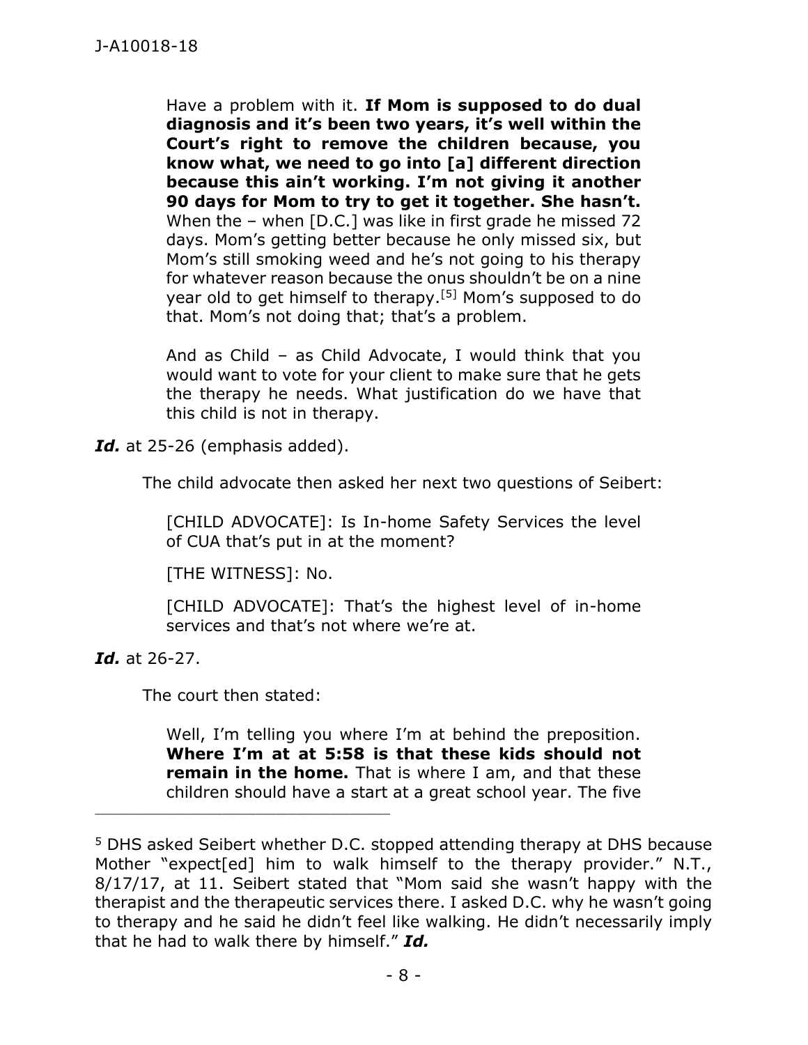> Have a problem with it. **If Mom is supposed to do dual diagnosis and it's been two years, it's well within the Court's right to remove the children because, you know what, we need to go into [a] different direction because this ain't working. I'm not giving it another 90 days for Mom to try to get it together. She hasn't.** When the – when [D.C.] was like in first grade he missed 72 days. Mom's getting better because he only missed six, but Mom's still smoking weed and he's not going to his therapy for whatever reason because the onus shouldn't be on a nine year old to get himself to therapy.[5] Mom's supposed to do that. Mom's not doing that; that's a problem.
>
> And as Child – as Child Advocate, I would think that you would want to vote for your client to make sure that he gets the therapy he needs. What justification do we have that this child is not in therapy.

***Id.*** at 25-26 (emphasis added).

The child advocate then asked her next two questions of Seibert:

> [CHILD ADVOCATE]: Is In-home Safety Services the level of CUA that's put in at the moment?
>
> [THE WITNESS]: No.
>
> [CHILD ADVOCATE]: That's the highest level of in-home services and that's not where we're at.

***Id.*** at 26-27.

The court then stated:

> Well, I'm telling you where I'm at behind the preposition. **Where I'm at at 5:58 is that these kids should not remain in the home.** That is where I am, and that these children should have a start at a great school year. The five

---

[5] DHS asked Seibert whether D.C. stopped attending therapy at DHS because Mother "expect[ed] him to walk himself to the therapy provider." N.T., 8/17/17, at 11. Seibert stated that "Mom said she wasn't happy with the therapist and the therapeutic services there. I asked D.C. why he wasn't going to therapy and he said he didn't feel like walking. He didn't necessarily imply that he had to walk there by himself." ***Id.***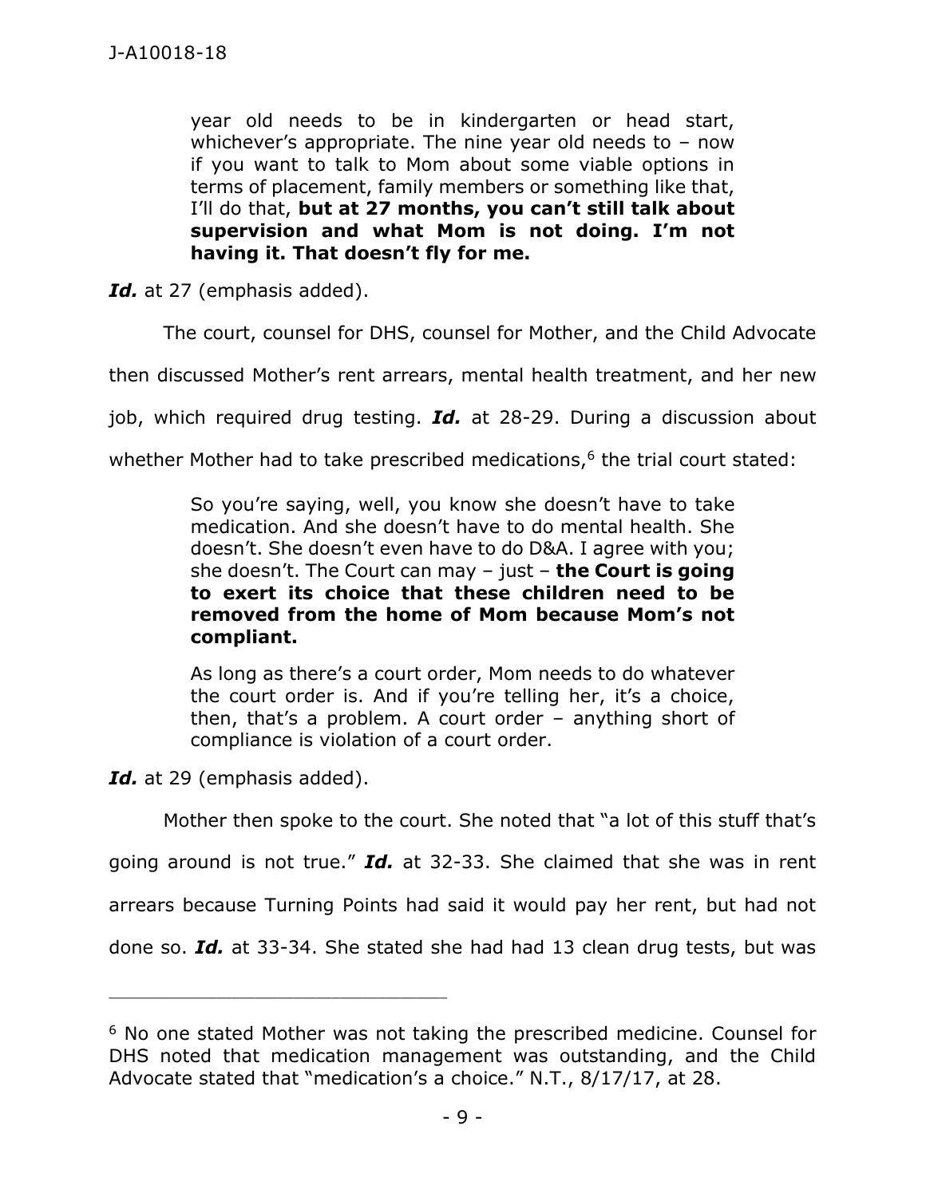> year old needs to be in kindergarten or head start, whichever's appropriate. The nine year old needs to – now if you want to talk to Mom about some viable options in terms of placement, family members or something like that, I'll do that, **but at 27 months, you can't still talk about supervision and what Mom is not doing. I'm not having it. That doesn't fly for me.**

***Id.*** at 27 (emphasis added).

The court, counsel for DHS, counsel for Mother, and the Child Advocate then discussed Mother's rent arrears, mental health treatment, and her new job, which required drug testing. ***Id.*** at 28-29. During a discussion about whether Mother had to take prescribed medications,[6] the trial court stated:

> So you're saying, well, you know she doesn't have to take medication. And she doesn't have to do mental health. She doesn't. She doesn't even have to do D&A. I agree with you; she doesn't. The Court can may – just – **the Court is going to exert its choice that these children need to be removed from the home of Mom because Mom's not compliant.**
>
> As long as there's a court order, Mom needs to do whatever the court order is. And if you're telling her, it's a choice, then, that's a problem. A court order – anything short of compliance is violation of a court order.

***Id.*** at 29 (emphasis added).

Mother then spoke to the court. She noted that "a lot of this stuff that's going around is not true." ***Id.*** at 32-33. She claimed that she was in rent arrears because Turning Points had said it would pay her rent, but had not done so. ***Id.*** at 33-34. She stated she had had 13 clean drug tests, but was

---

[6] No one stated Mother was not taking the prescribed medicine. Counsel for DHS noted that medication management was outstanding, and the Child Advocate stated that "medication's a choice." N.T., 8/17/17, at 28.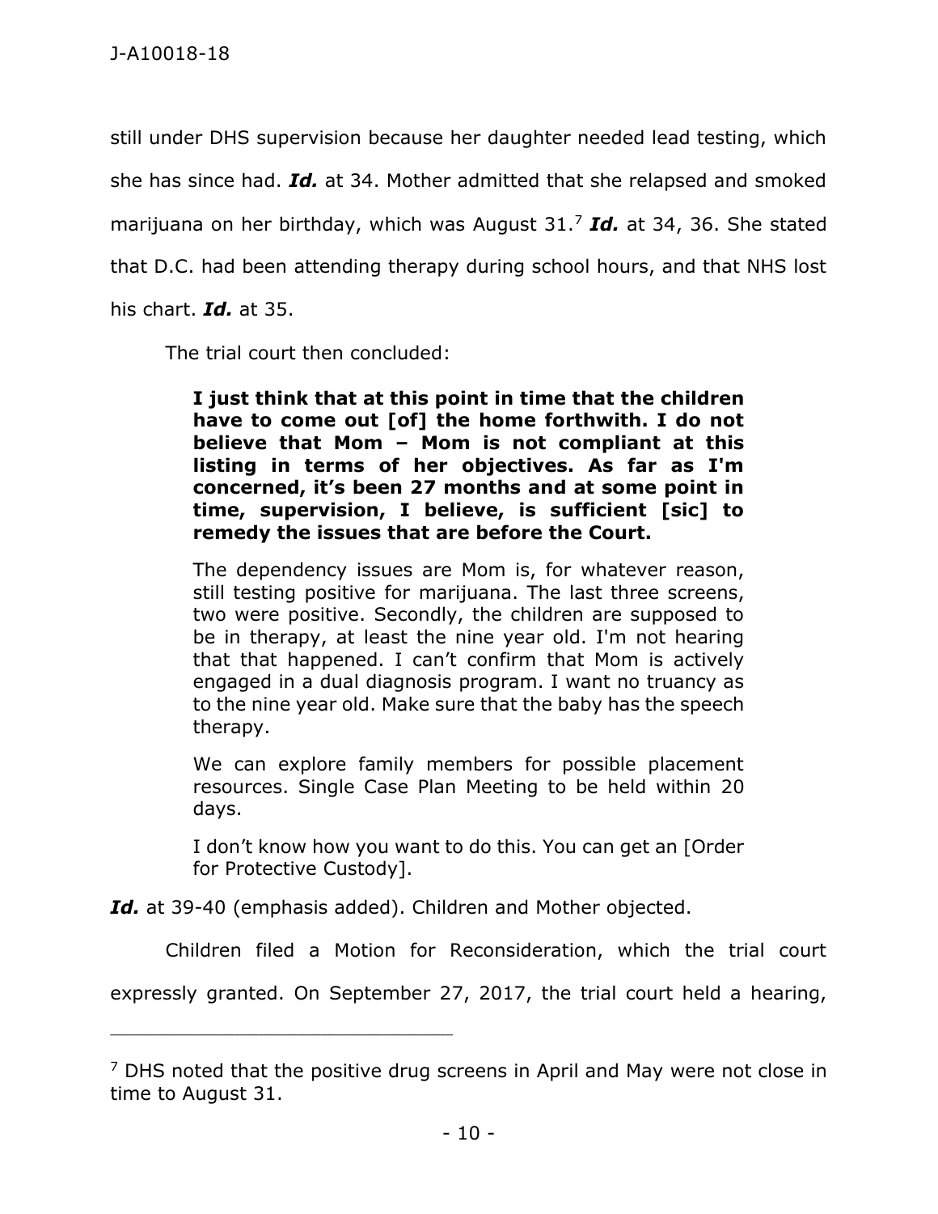still under DHS supervision because her daughter needed lead testing, which she has since had. ***Id.*** at 34. Mother admitted that she relapsed and smoked marijuana on her birthday, which was August 31.[7] ***Id.*** at 34, 36. She stated that D.C. had been attending therapy during school hours, and that NHS lost his chart. ***Id.*** at 35.

The trial court then concluded:

> **I just think that at this point in time that the children have to come out [of] the home forthwith. I do not believe that Mom – Mom is not compliant at this listing in terms of her objectives. As far as I'm concerned, it's been 27 months and at some point in time, supervision, I believe, is sufficient [sic] to remedy the issues that are before the Court.**
>
> The dependency issues are Mom is, for whatever reason, still testing positive for marijuana. The last three screens, two were positive. Secondly, the children are supposed to be in therapy, at least the nine year old. I'm not hearing that that happened. I can't confirm that Mom is actively engaged in a dual diagnosis program. I want no truancy as to the nine year old. Make sure that the baby has the speech therapy.
>
> We can explore family members for possible placement resources. Single Case Plan Meeting to be held within 20 days.
>
> I don't know how you want to do this. You can get an [Order for Protective Custody].

***Id.*** at 39-40 (emphasis added). Children and Mother objected.

Children filed a Motion for Reconsideration, which the trial court expressly granted. On September 27, 2017, the trial court held a hearing,

---

[7] DHS noted that the positive drug screens in April and May were not close in time to August 31.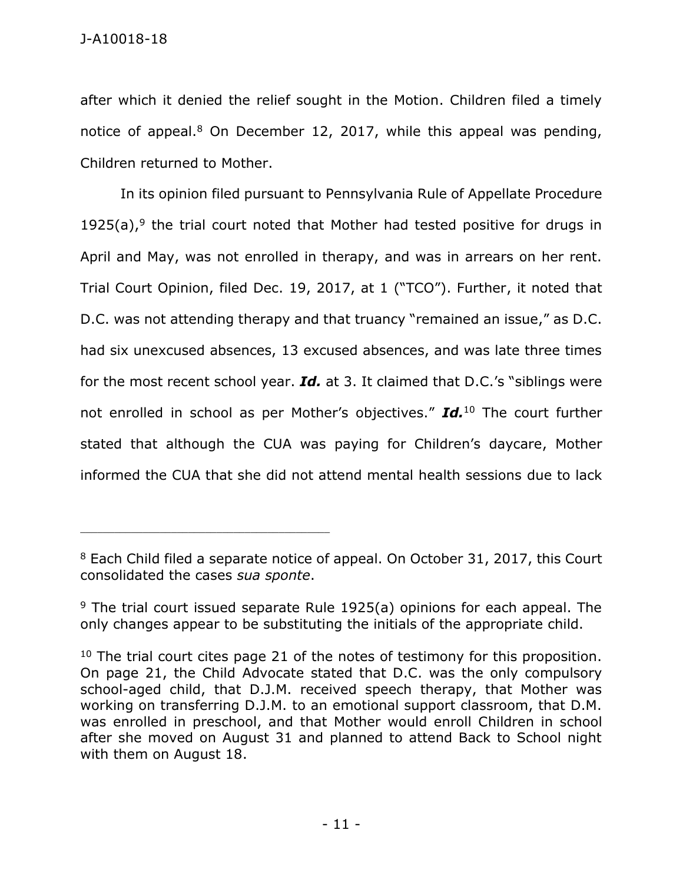after which it denied the relief sought in the Motion. Children filed a timely notice of appeal.[8] On December 12, 2017, while this appeal was pending, Children returned to Mother.

In its opinion filed pursuant to Pennsylvania Rule of Appellate Procedure 1925(a),[9] the trial court noted that Mother had tested positive for drugs in April and May, was not enrolled in therapy, and was in arrears on her rent. Trial Court Opinion, filed Dec. 19, 2017, at 1 ("TCO"). Further, it noted that D.C. was not attending therapy and that truancy "remained an issue," as D.C. had six unexcused absences, 13 excused absences, and was late three times for the most recent school year. ***Id.*** at 3. It claimed that D.C.'s "siblings were not enrolled in school as per Mother's objectives." ***Id.***[10] The court further stated that although the CUA was paying for Children's daycare, Mother informed the CUA that she did not attend mental health sessions due to lack

---

[8] Each Child filed a separate notice of appeal. On October 31, 2017, this Court consolidated the cases *sua sponte*.

[9] The trial court issued separate Rule 1925(a) opinions for each appeal. The only changes appear to be substituting the initials of the appropriate child.

[10] The trial court cites page 21 of the notes of testimony for this proposition. On page 21, the Child Advocate stated that D.C. was the only compulsory school-aged child, that D.J.M. received speech therapy, that Mother was working on transferring D.J.M. to an emotional support classroom, that D.M. was enrolled in preschool, and that Mother would enroll Children in school after she moved on August 31 and planned to attend Back to School night with them on August 18.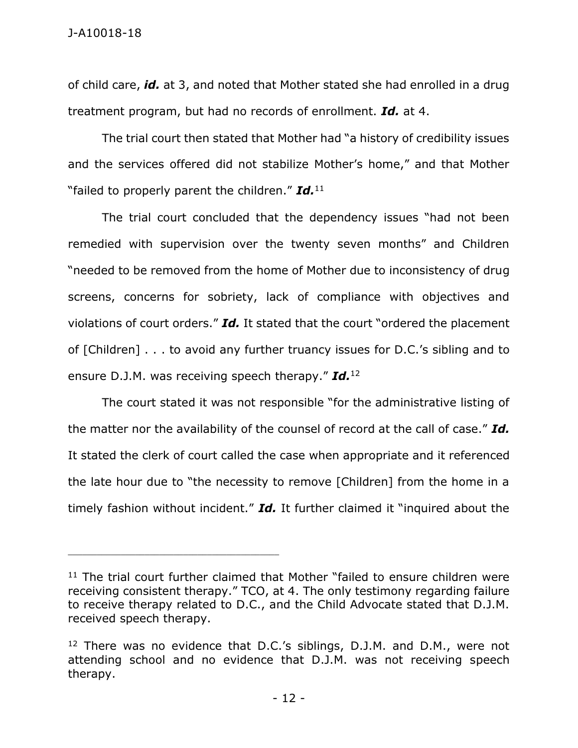of child care, ***id.*** at 3, and noted that Mother stated she had enrolled in a drug treatment program, but had no records of enrollment. ***Id.*** at 4.

The trial court then stated that Mother had "a history of credibility issues and the services offered did not stabilize Mother's home," and that Mother "failed to properly parent the children." ***Id.***[11]

The trial court concluded that the dependency issues "had not been remedied with supervision over the twenty seven months" and Children "needed to be removed from the home of Mother due to inconsistency of drug screens, concerns for sobriety, lack of compliance with objectives and violations of court orders." ***Id.*** It stated that the court "ordered the placement of [Children] . . . to avoid any further truancy issues for D.C.'s sibling and to ensure D.J.M. was receiving speech therapy." ***Id.***[12]

The court stated it was not responsible "for the administrative listing of the matter nor the availability of the counsel of record at the call of case." ***Id.*** It stated the clerk of court called the case when appropriate and it referenced the late hour due to "the necessity to remove [Children] from the home in a timely fashion without incident." ***Id.*** It further claimed it "inquired about the

---

[11] The trial court further claimed that Mother "failed to ensure children were receiving consistent therapy." TCO, at 4. The only testimony regarding failure to receive therapy related to D.C., and the Child Advocate stated that D.J.M. received speech therapy.

[12] There was no evidence that D.C.'s siblings, D.J.M. and D.M., were not attending school and no evidence that D.J.M. was not receiving speech therapy.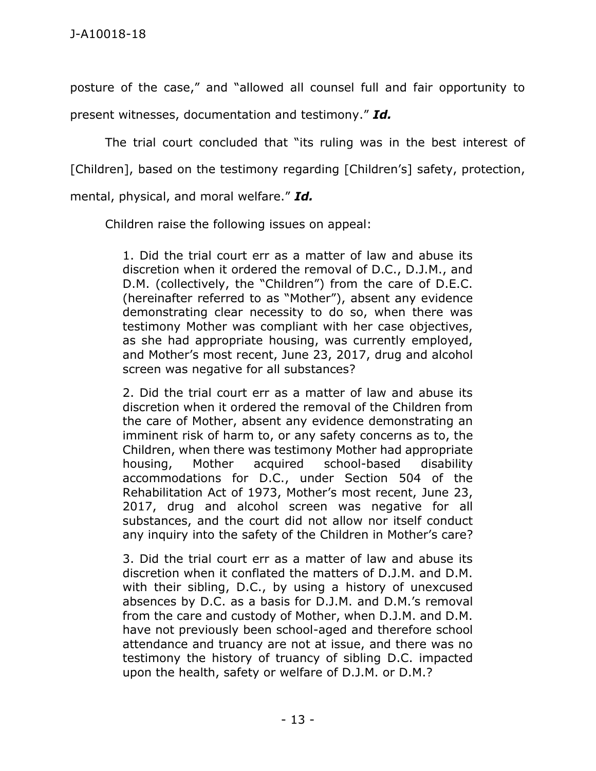posture of the case," and "allowed all counsel full and fair opportunity to present witnesses, documentation and testimony." ***Id.***

The trial court concluded that "its ruling was in the best interest of [Children], based on the testimony regarding [Children's] safety, protection, mental, physical, and moral welfare." ***Id.***

Children raise the following issues on appeal:

> 1. Did the trial court err as a matter of law and abuse its discretion when it ordered the removal of D.C., D.J.M., and D.M. (collectively, the "Children") from the care of D.E.C. (hereinafter referred to as "Mother"), absent any evidence demonstrating clear necessity to do so, when there was testimony Mother was compliant with her case objectives, as she had appropriate housing, was currently employed, and Mother's most recent, June 23, 2017, drug and alcohol screen was negative for all substances?
>
> 2. Did the trial court err as a matter of law and abuse its discretion when it ordered the removal of the Children from the care of Mother, absent any evidence demonstrating an imminent risk of harm to, or any safety concerns as to, the Children, when there was testimony Mother had appropriate housing, Mother acquired school-based disability accommodations for D.C., under Section 504 of the Rehabilitation Act of 1973, Mother's most recent, June 23, 2017, drug and alcohol screen was negative for all substances, and the court did not allow nor itself conduct any inquiry into the safety of the Children in Mother's care?
>
> 3. Did the trial court err as a matter of law and abuse its discretion when it conflated the matters of D.J.M. and D.M. with their sibling, D.C., by using a history of unexcused absences by D.C. as a basis for D.J.M. and D.M.'s removal from the care and custody of Mother, when D.J.M. and D.M. have not previously been school-aged and therefore school attendance and truancy are not at issue, and there was no testimony the history of truancy of sibling D.C. impacted upon the health, safety or welfare of D.J.M. or D.M.?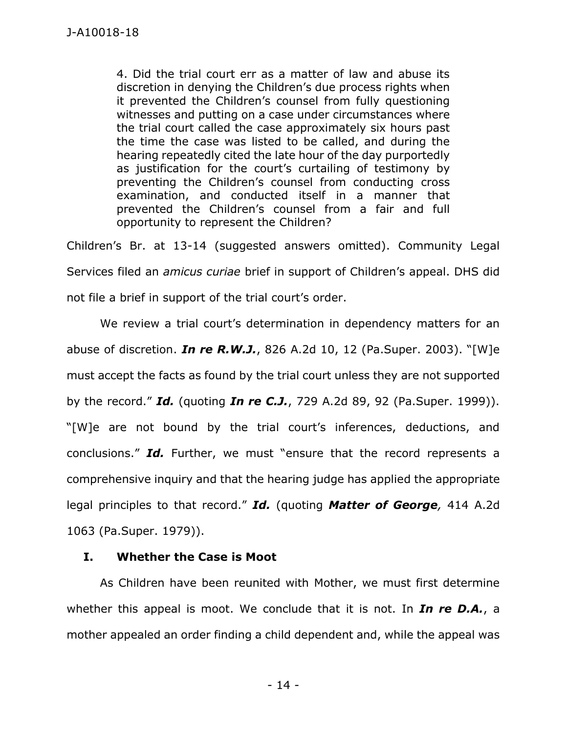> 4. Did the trial court err as a matter of law and abuse its discretion in denying the Children's due process rights when it prevented the Children's counsel from fully questioning witnesses and putting on a case under circumstances where the trial court called the case approximately six hours past the time the case was listed to be called, and during the hearing repeatedly cited the late hour of the day purportedly as justification for the court's curtailing of testimony by preventing the Children's counsel from conducting cross examination, and conducted itself in a manner that prevented the Children's counsel from a fair and full opportunity to represent the Children?

Children's Br. at 13-14 (suggested answers omitted). Community Legal Services filed an *amicus curiae* brief in support of Children's appeal. DHS did not file a brief in support of the trial court's order.

We review a trial court's determination in dependency matters for an abuse of discretion. ***In re R.W.J.***, 826 A.2d 10, 12 (Pa.Super. 2003). "[W]e must accept the facts as found by the trial court unless they are not supported by the record." ***Id.*** (quoting ***In re C.J.***, 729 A.2d 89, 92 (Pa.Super. 1999)). "[W]e are not bound by the trial court's inferences, deductions, and conclusions." ***Id.*** Further, we must "ensure that the record represents a comprehensive inquiry and that the hearing judge has applied the appropriate legal principles to that record." ***Id.*** (quoting ***Matter of George,*** 414 A.2d 1063 (Pa.Super. 1979)).

## I. Whether the Case is Moot

As Children have been reunited with Mother, we must first determine whether this appeal is moot. We conclude that it is not. In ***In re D.A.***, a mother appealed an order finding a child dependent and, while the appeal was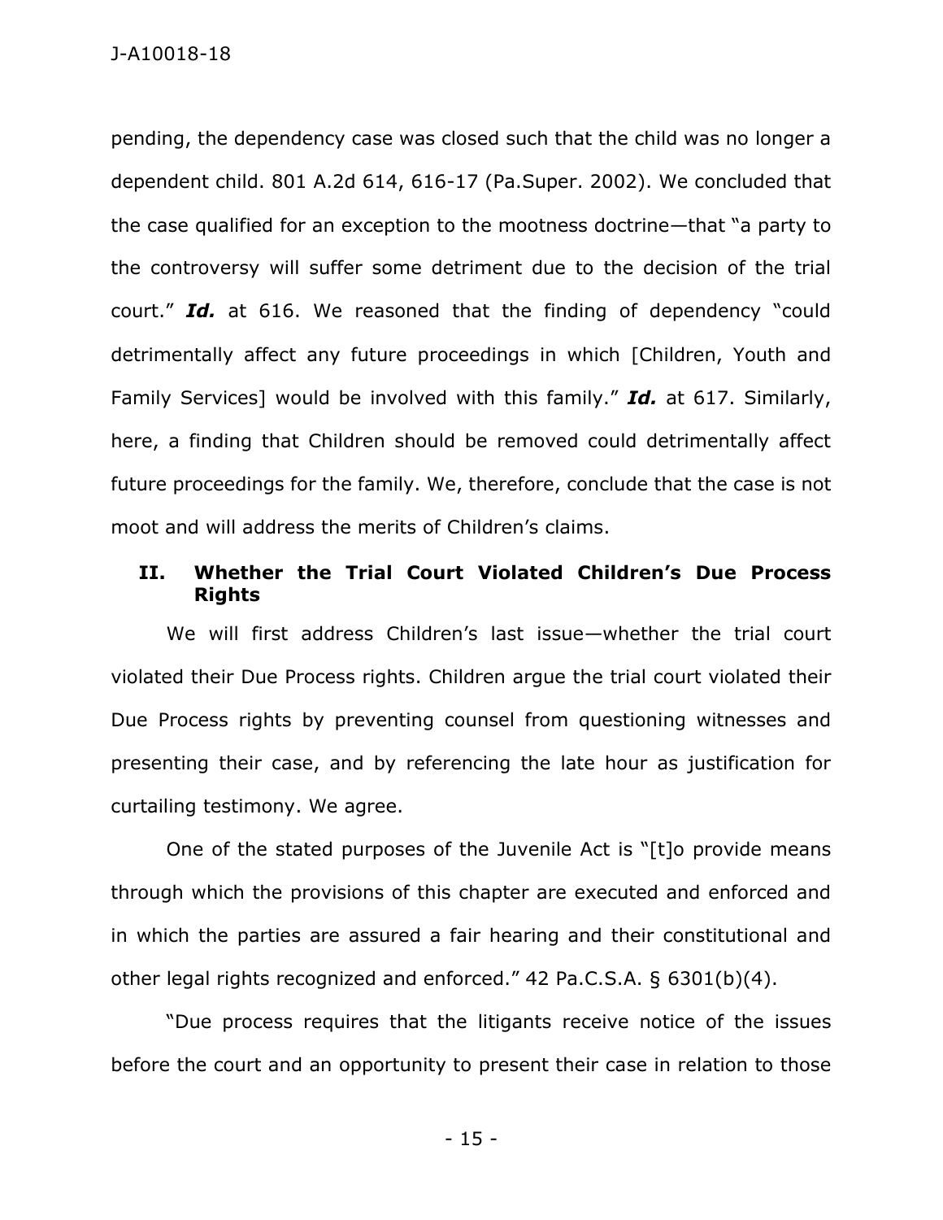pending, the dependency case was closed such that the child was no longer a dependent child. 801 A.2d 614, 616-17 (Pa.Super. 2002). We concluded that the case qualified for an exception to the mootness doctrine—that "a party to the controversy will suffer some detriment due to the decision of the trial court." ***Id.*** at 616. We reasoned that the finding of dependency "could detrimentally affect any future proceedings in which [Children, Youth and Family Services] would be involved with this family." ***Id.*** at 617. Similarly, here, a finding that Children should be removed could detrimentally affect future proceedings for the family. We, therefore, conclude that the case is not moot and will address the merits of Children's claims.

## II. Whether the Trial Court Violated Children's Due Process Rights

We will first address Children's last issue—whether the trial court violated their Due Process rights. Children argue the trial court violated their Due Process rights by preventing counsel from questioning witnesses and presenting their case, and by referencing the late hour as justification for curtailing testimony. We agree.

One of the stated purposes of the Juvenile Act is "[t]o provide means through which the provisions of this chapter are executed and enforced and in which the parties are assured a fair hearing and their constitutional and other legal rights recognized and enforced." 42 Pa.C.S.A. § 6301(b)(4).

"Due process requires that the litigants receive notice of the issues before the court and an opportunity to present their case in relation to those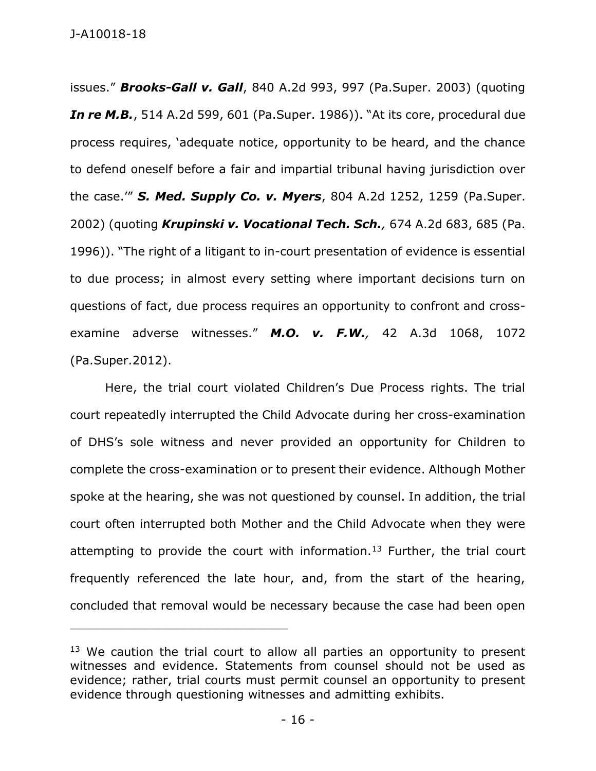issues." ***Brooks-Gall v. Gall***, 840 A.2d 993, 997 (Pa.Super. 2003) (quoting ***In re M.B.***, 514 A.2d 599, 601 (Pa.Super. 1986)). "At its core, procedural due process requires, 'adequate notice, opportunity to be heard, and the chance to defend oneself before a fair and impartial tribunal having jurisdiction over the case.'" ***S. Med. Supply Co. v. Myers***, 804 A.2d 1252, 1259 (Pa.Super. 2002) (quoting ***Krupinski v. Vocational Tech. Sch.,*** 674 A.2d 683, 685 (Pa. 1996)). "The right of a litigant to in-court presentation of evidence is essential to due process; in almost every setting where important decisions turn on questions of fact, due process requires an opportunity to confront and cross-examine adverse witnesses." ***M.O. v. F.W.,*** 42 A.3d 1068, 1072 (Pa.Super.2012).

Here, the trial court violated Children's Due Process rights. The trial court repeatedly interrupted the Child Advocate during her cross-examination of DHS's sole witness and never provided an opportunity for Children to complete the cross-examination or to present their evidence. Although Mother spoke at the hearing, she was not questioned by counsel. In addition, the trial court often interrupted both Mother and the Child Advocate when they were attempting to provide the court with information.[13] Further, the trial court frequently referenced the late hour, and, from the start of the hearing, concluded that removal would be necessary because the case had been open

---

[13] We caution the trial court to allow all parties an opportunity to present witnesses and evidence. Statements from counsel should not be used as evidence; rather, trial courts must permit counsel an opportunity to present evidence through questioning witnesses and admitting exhibits.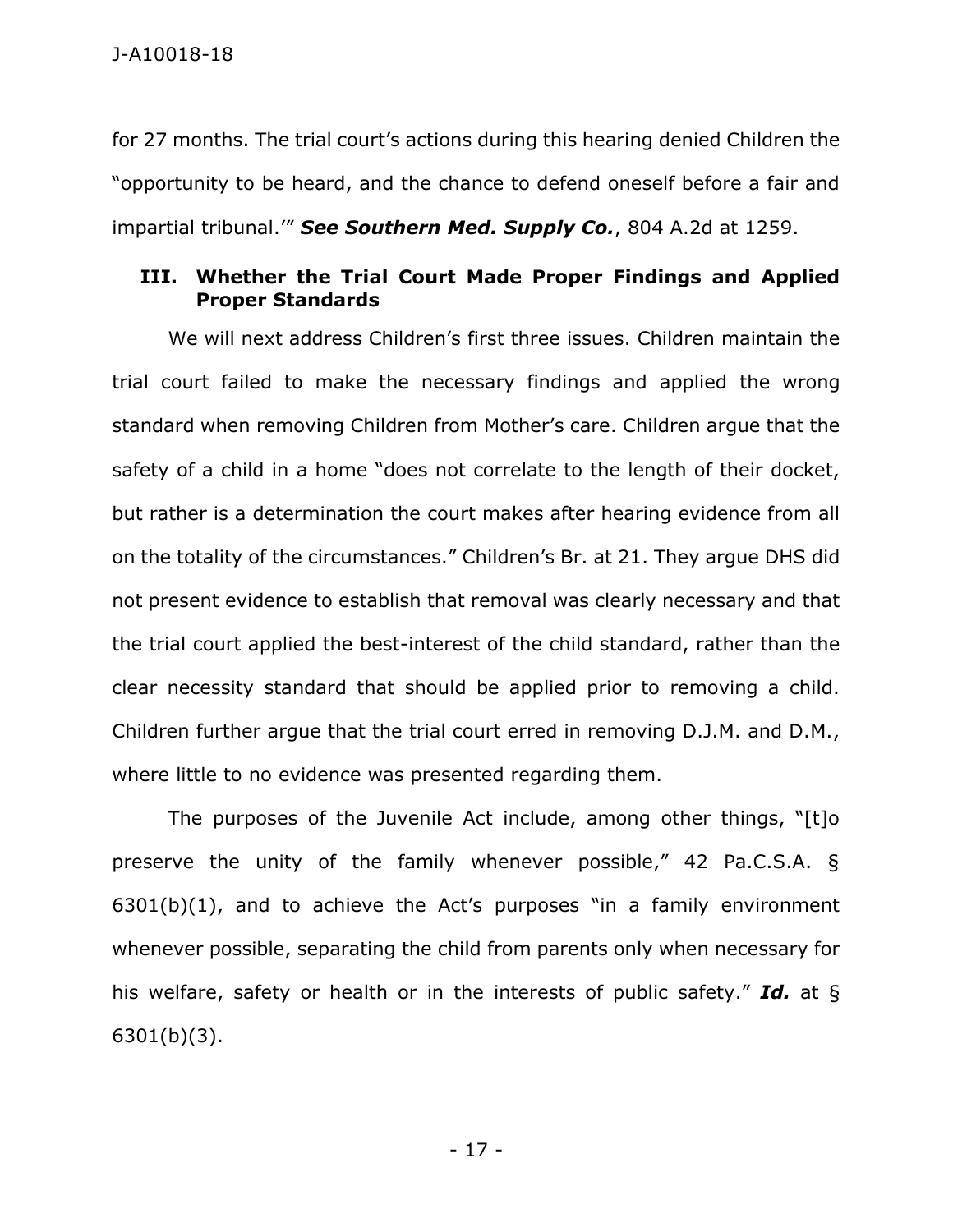for 27 months. The trial court's actions during this hearing denied Children the "opportunity to be heard, and the chance to defend oneself before a fair and impartial tribunal.'" ***See Southern Med. Supply Co.***, 804 A.2d at 1259.

### III. Whether the Trial Court Made Proper Findings and Applied Proper Standards

We will next address Children's first three issues. Children maintain the trial court failed to make the necessary findings and applied the wrong standard when removing Children from Mother's care. Children argue that the safety of a child in a home "does not correlate to the length of their docket, but rather is a determination the court makes after hearing evidence from all on the totality of the circumstances." Children's Br. at 21. They argue DHS did not present evidence to establish that removal was clearly necessary and that the trial court applied the best-interest of the child standard, rather than the clear necessity standard that should be applied prior to removing a child. Children further argue that the trial court erred in removing D.J.M. and D.M., where little to no evidence was presented regarding them.

The purposes of the Juvenile Act include, among other things, "[t]o preserve the unity of the family whenever possible," 42 Pa.C.S.A. § 6301(b)(1), and to achieve the Act's purposes "in a family environment whenever possible, separating the child from parents only when necessary for his welfare, safety or health or in the interests of public safety." ***Id.*** at § 6301(b)(3).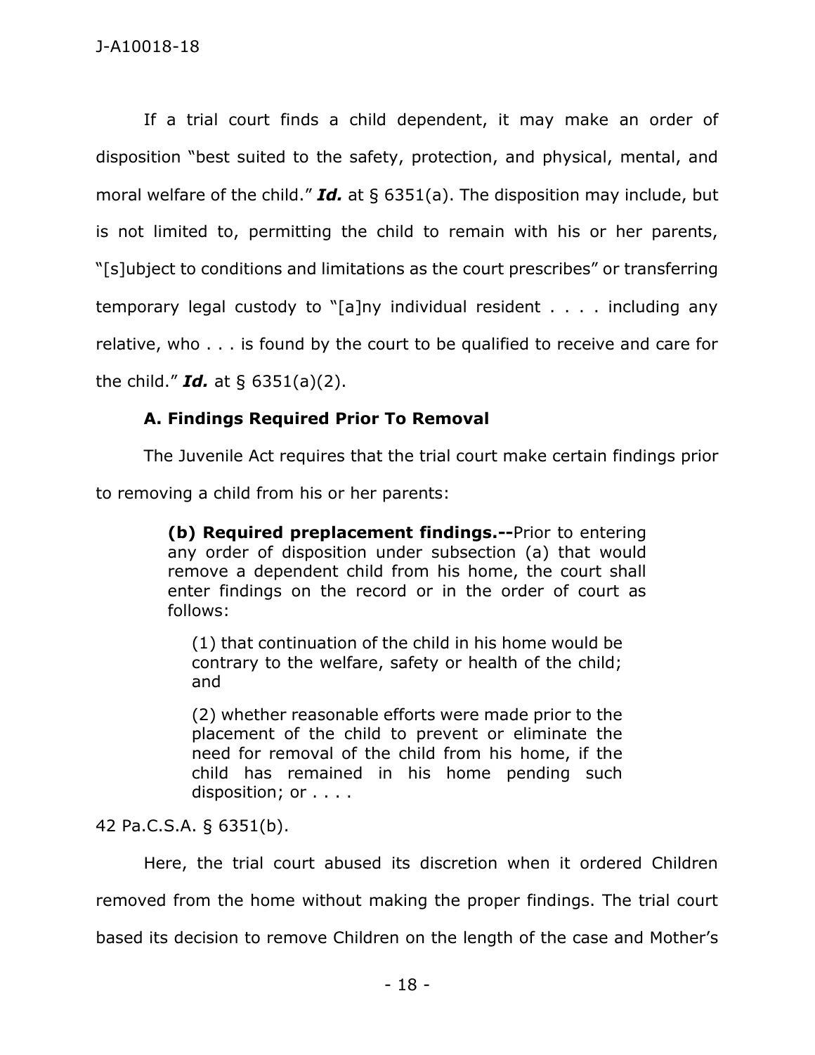If a trial court finds a child dependent, it may make an order of disposition "best suited to the safety, protection, and physical, mental, and moral welfare of the child." ***Id.*** at § 6351(a). The disposition may include, but is not limited to, permitting the child to remain with his or her parents, "[s]ubject to conditions and limitations as the court prescribes" or transferring temporary legal custody to "[a]ny individual resident . . . . including any relative, who . . . is found by the court to be qualified to receive and care for the child." ***Id.*** at § 6351(a)(2).

### A. Findings Required Prior To Removal

The Juvenile Act requires that the trial court make certain findings prior to removing a child from his or her parents:

> **(b) Required preplacement findings.--**Prior to entering any order of disposition under subsection (a) that would remove a dependent child from his home, the court shall enter findings on the record or in the order of court as follows:
>
> (1) that continuation of the child in his home would be contrary to the welfare, safety or health of the child; and
>
> (2) whether reasonable efforts were made prior to the placement of the child to prevent or eliminate the need for removal of the child from his home, if the child has remained in his home pending such disposition; or . . . .

42 Pa.C.S.A. § 6351(b).

Here, the trial court abused its discretion when it ordered Children removed from the home without making the proper findings. The trial court based its decision to remove Children on the length of the case and Mother's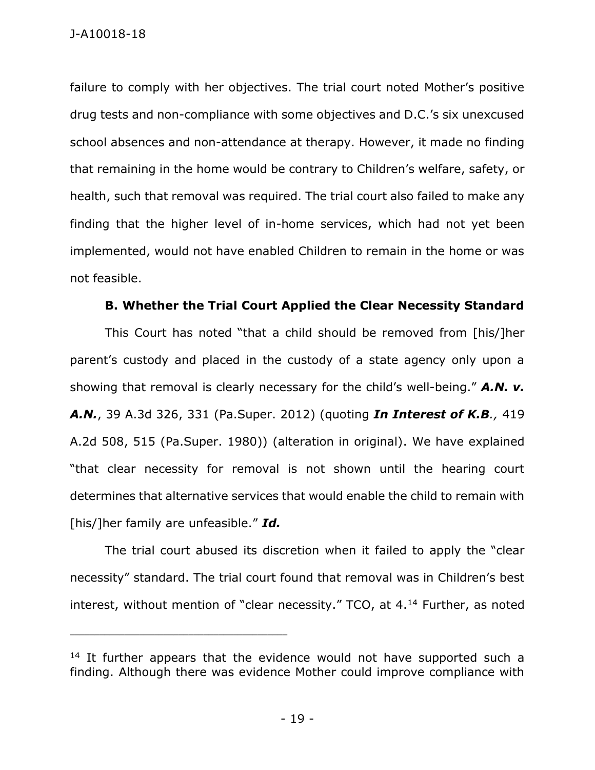failure to comply with her objectives. The trial court noted Mother's positive drug tests and non-compliance with some objectives and D.C.'s six unexcused school absences and non-attendance at therapy. However, it made no finding that remaining in the home would be contrary to Children's welfare, safety, or health, such that removal was required. The trial court also failed to make any finding that the higher level of in-home services, which had not yet been implemented, would not have enabled Children to remain in the home or was not feasible.

**B. Whether the Trial Court Applied the Clear Necessity Standard**

This Court has noted "that a child should be removed from [his/]her parent's custody and placed in the custody of a state agency only upon a showing that removal is clearly necessary for the child's well-being." ***A.N. v. A.N.***, 39 A.3d 326, 331 (Pa.Super. 2012) (quoting ***In Interest of K.B**.,* 419 A.2d 508, 515 (Pa.Super. 1980)) (alteration in original). We have explained "that clear necessity for removal is not shown until the hearing court determines that alternative services that would enable the child to remain with [his/]her family are unfeasible." ***Id.***

The trial court abused its discretion when it failed to apply the "clear necessity" standard. The trial court found that removal was in Children's best interest, without mention of "clear necessity." TCO, at 4.[14] Further, as noted

---

[14] It further appears that the evidence would not have supported such a finding. Although there was evidence Mother could improve compliance with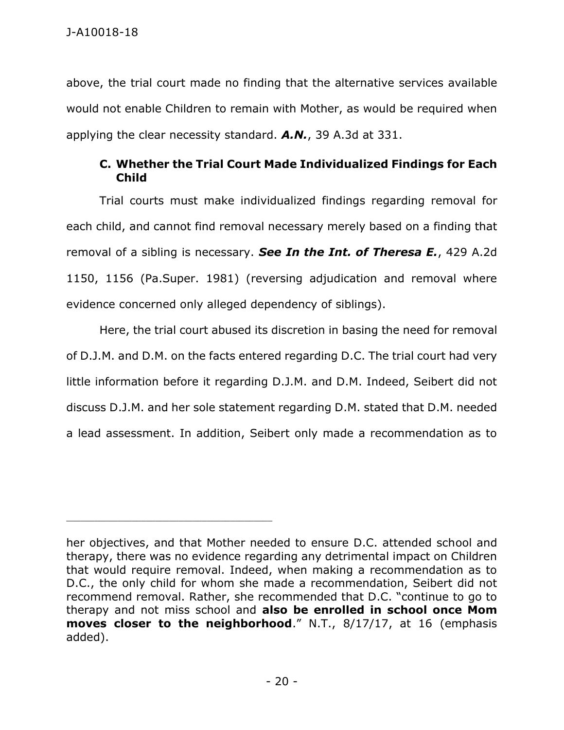above, the trial court made no finding that the alternative services available would not enable Children to remain with Mother, as would be required when applying the clear necessity standard. ***A.N.***, 39 A.3d at 331.

### C. Whether the Trial Court Made Individualized Findings for Each Child

Trial courts must make individualized findings regarding removal for each child, and cannot find removal necessary merely based on a finding that removal of a sibling is necessary. ***See In the Int. of Theresa E.***, 429 A.2d 1150, 1156 (Pa.Super. 1981) (reversing adjudication and removal where evidence concerned only alleged dependency of siblings).

Here, the trial court abused its discretion in basing the need for removal of D.J.M. and D.M. on the facts entered regarding D.C. The trial court had very little information before it regarding D.J.M. and D.M. Indeed, Seibert did not discuss D.J.M. and her sole statement regarding D.M. stated that D.M. needed a lead assessment. In addition, Seibert only made a recommendation as to

---

her objectives, and that Mother needed to ensure D.C. attended school and therapy, there was no evidence regarding any detrimental impact on Children that would require removal. Indeed, when making a recommendation as to D.C., the only child for whom she made a recommendation, Seibert did not recommend removal. Rather, she recommended that D.C. "continue to go to therapy and not miss school and **also be enrolled in school once Mom moves closer to the neighborhood**." N.T., 8/17/17, at 16 (emphasis added).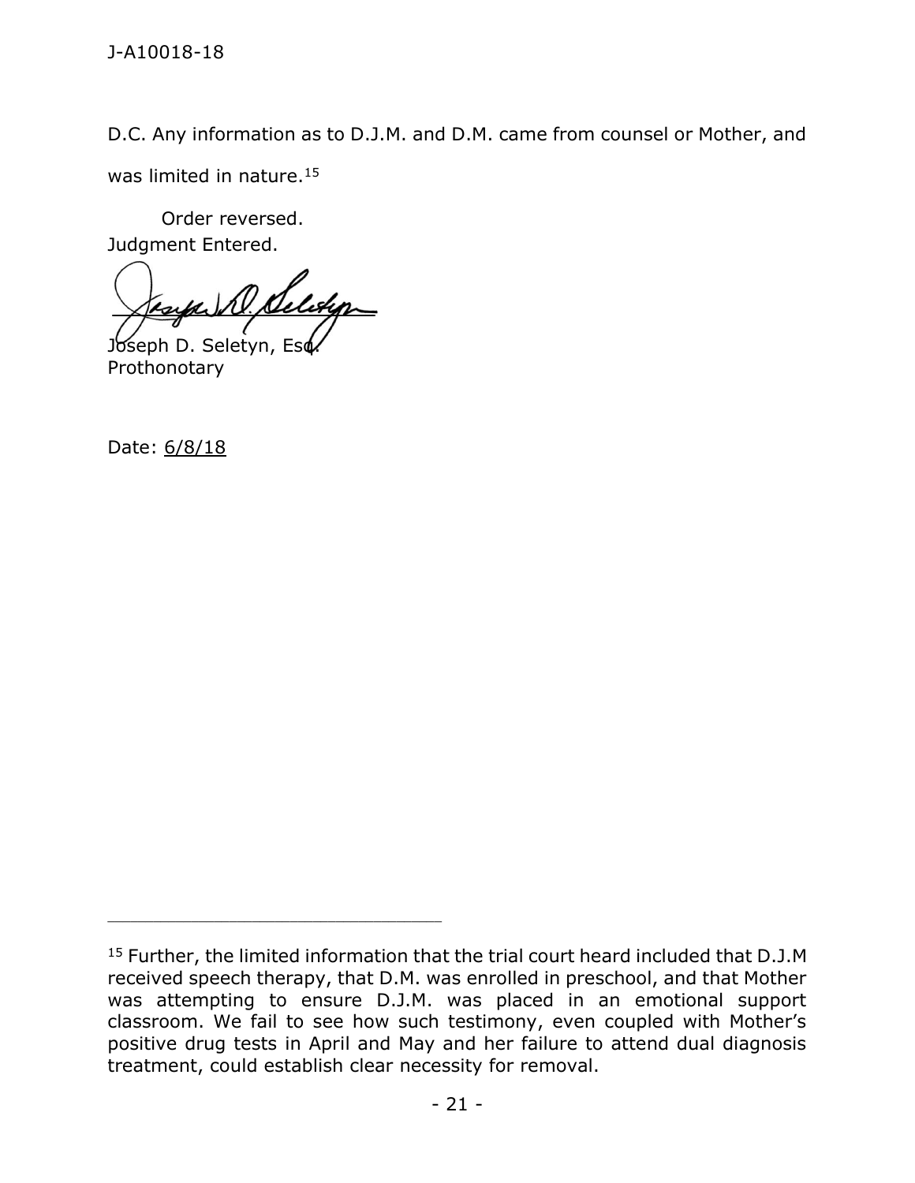D.C. Any information as to D.J.M. and D.M. came from counsel or Mother, and was limited in nature.[15]

Order reversed.
Judgment Entered.

Joseph D. Seletyn, Esq.
Prothonotary

Date: 6/8/18

---

[15] Further, the limited information that the trial court heard included that D.J.M received speech therapy, that D.M. was enrolled in preschool, and that Mother was attempting to ensure D.J.M. was placed in an emotional support classroom. We fail to see how such testimony, even coupled with Mother's positive drug tests in April and May and her failure to attend dual diagnosis treatment, could establish clear necessity for removal.